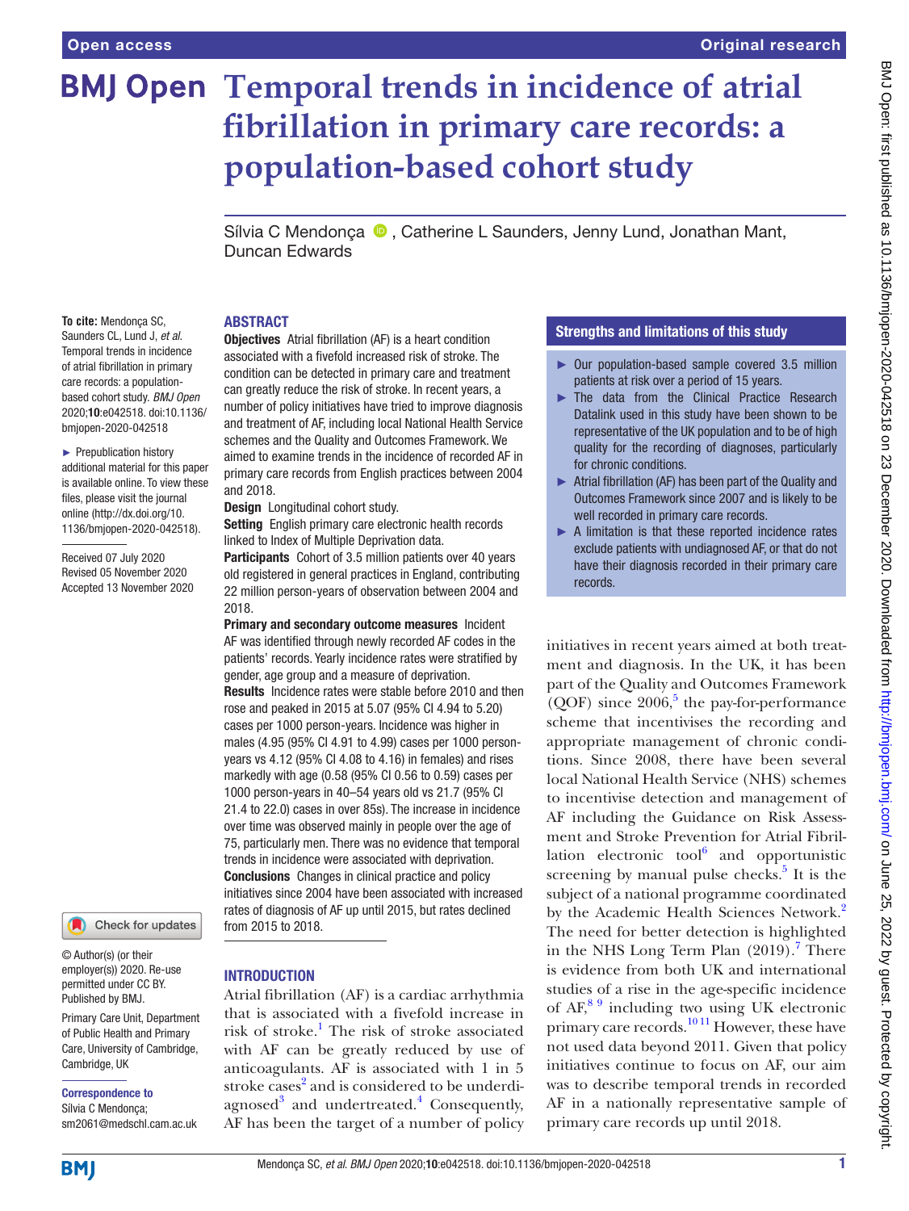# Temporal trends in incidence of atrial fibrillation in primary care records: a population-based cohort study

Sílvia C Mendonça, Catherine L Saunders, Jenny Lund, Jonathan Mant, Duncan Edwards

**To cite:** Mendonça SC, Saunders CL, Lund J, *et al*. Temporal trends in incidence of atrial fibrillation in primary care records: a population-based cohort study. *BMJ Open* 2020;**10**:e042518. doi:10.1136/bmjopen-2020-042518

► Prepublication history additional material for this paper is available online. To view these files, please visit the journal online (http://dx.doi.org/10.1136/bmjopen-2020-042518).

Received 07 July 2020
Revised 05 November 2020
Accepted 13 November 2020

© Author(s) (or their employer(s)) 2020. Re-use permitted under CC BY. Published by BMJ.

Primary Care Unit, Department of Public Health and Primary Care, University of Cambridge, Cambridge, UK

**Correspondence to**
Sílvia C Mendonça;
sm2061@medschl.cam.ac.uk

## ABSTRACT

**Objectives** Atrial fibrillation (AF) is a heart condition associated with a fivefold increased risk of stroke. The condition can be detected in primary care and treatment can greatly reduce the risk of stroke. In recent years, a number of policy initiatives have tried to improve diagnosis and treatment of AF, including local National Health Service schemes and the Quality and Outcomes Framework. We aimed to examine trends in the incidence of recorded AF in primary care records from English practices between 2004 and 2018.

**Design** Longitudinal cohort study.

**Setting** English primary care electronic health records linked to Index of Multiple Deprivation data.

**Participants** Cohort of 3.5 million patients over 40 years old registered in general practices in England, contributing 22 million person-years of observation between 2004 and 2018.

**Primary and secondary outcome measures** Incident AF was identified through newly recorded AF codes in the patients' records. Yearly incidence rates were stratified by gender, age group and a measure of deprivation.

**Results** Incidence rates were stable before 2010 and then rose and peaked in 2015 at 5.07 (95% CI 4.94 to 5.20) cases per 1000 person-years. Incidence was higher in males (4.95 (95% CI 4.91 to 4.99) cases per 1000 person-years vs 4.12 (95% CI 4.08 to 4.16) in females) and rises markedly with age (0.58 (95% CI 0.56 to 0.59) cases per 1000 person-years in 40–54 years old vs 21.7 (95% CI 21.4 to 22.0) cases in over 85s). The increase in incidence over time was observed mainly in people over the age of 75, particularly men. There was no evidence that temporal trends in incidence were associated with deprivation.

**Conclusions** Changes in clinical practice and policy initiatives since 2004 have been associated with increased rates of diagnosis of AF up until 2015, but rates declined from 2015 to 2018.

## Strengths and limitations of this study

- ► Our population-based sample covered 3.5 million patients at risk over a period of 15 years.
- ► The data from the Clinical Practice Research Datalink used in this study have been shown to be representative of the UK population and to be of high quality for the recording of diagnoses, particularly for chronic conditions.
- ► Atrial fibrillation (AF) has been part of the Quality and Outcomes Framework since 2007 and is likely to be well recorded in primary care records.
- ► A limitation is that these reported incidence rates exclude patients with undiagnosed AF, or that do not have their diagnosis recorded in their primary care records.

## INTRODUCTION

Atrial fibrillation (AF) is a cardiac arrhythmia that is associated with a fivefold increase in risk of stroke.[1] The risk of stroke associated with AF can be greatly reduced by use of anticoagulants. AF is associated with 1 in 5 stroke cases[2] and is considered to be underdiagnosed[3] and undertreated.[4] Consequently, AF has been the target of a number of policy initiatives in recent years aimed at both treatment and diagnosis. In the UK, it has been part of the Quality and Outcomes Framework (QOF) since 2006,[5] the pay-for-performance scheme that incentivises the recording and appropriate management of chronic conditions. Since 2008, there have been several local National Health Service (NHS) schemes to incentivise detection and management of AF including the Guidance on Risk Assessment and Stroke Prevention for Atrial Fibrillation electronic tool[6] and opportunistic screening by manual pulse checks.[5] It is the subject of a national programme coordinated by the Academic Health Sciences Network.[2] The need for better detection is highlighted in the NHS Long Term Plan (2019).[7] There is evidence from both UK and international studies of a rise in the age-specific incidence of AF,[8 9] including two using UK electronic primary care records.[10 11] However, these have not used data beyond 2011. Given that policy initiatives continue to focus on AF, our aim was to describe temporal trends in recorded AF in a nationally representative sample of primary care records up until 2018.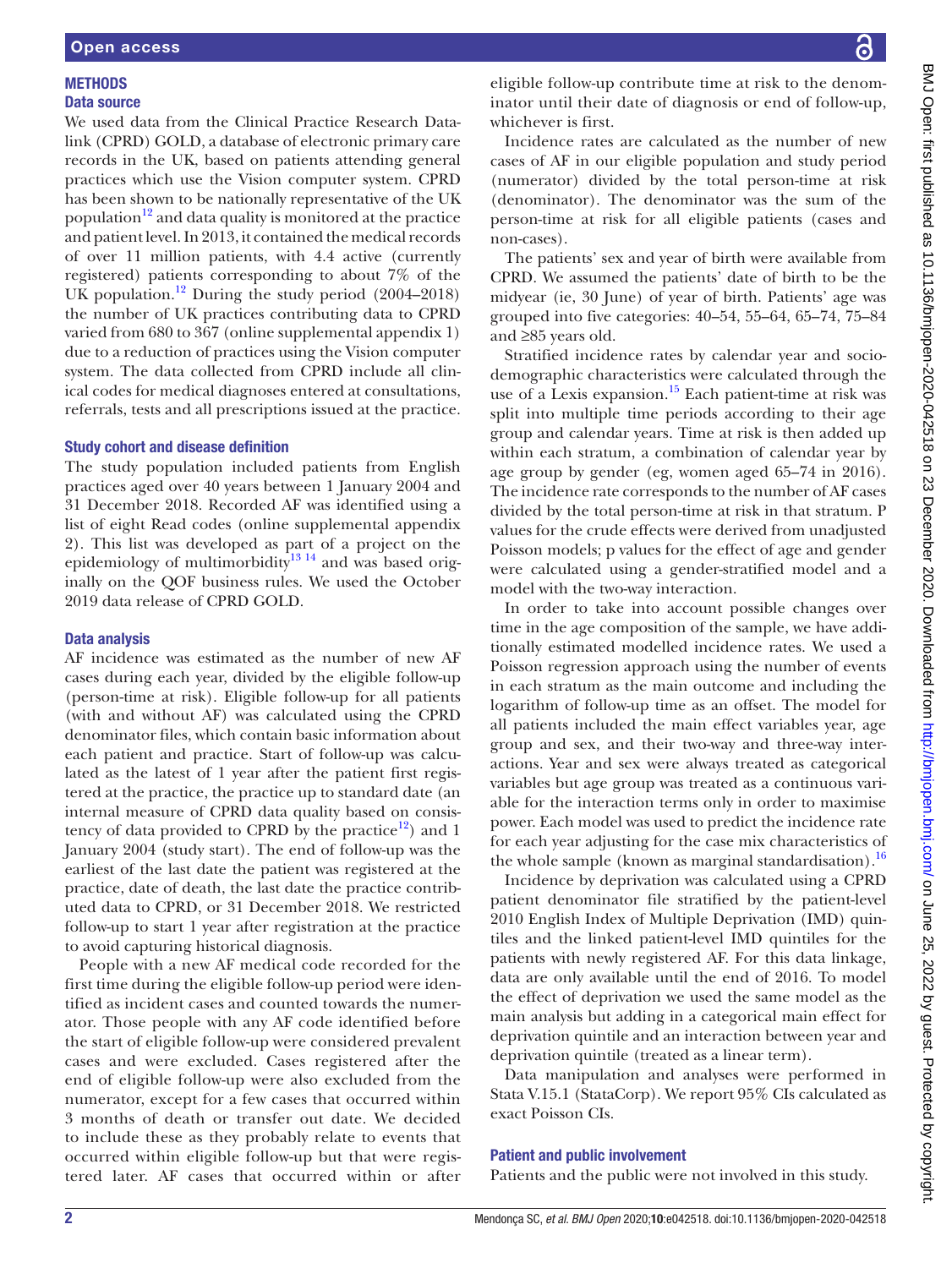## METHODS

### Data source

We used data from the Clinical Practice Research Datalink (CPRD) GOLD, a database of electronic primary care records in the UK, based on patients attending general practices which use the Vision computer system. CPRD has been shown to be nationally representative of the UK population[12] and data quality is monitored at the practice and patient level. In 2013, it contained the medical records of over 11 million patients, with 4.4 active (currently registered) patients corresponding to about 7% of the UK population.[12] During the study period (2004–2018) the number of UK practices contributing data to CPRD varied from 680 to 367 (online supplemental appendix 1) due to a reduction of practices using the Vision computer system. The data collected from CPRD include all clinical codes for medical diagnoses entered at consultations, referrals, tests and all prescriptions issued at the practice.

### Study cohort and disease definition

The study population included patients from English practices aged over 40 years between 1 January 2004 and 31 December 2018. Recorded AF was identified using a list of eight Read codes (online supplemental appendix 2). This list was developed as part of a project on the epidemiology of multimorbidity[13,14] and was based originally on the QOF business rules. We used the October 2019 data release of CPRD GOLD.

### Data analysis

AF incidence was estimated as the number of new AF cases during each year, divided by the eligible follow-up (person-time at risk). Eligible follow-up for all patients (with and without AF) was calculated using the CPRD denominator files, which contain basic information about each patient and practice. Start of follow-up was calculated as the latest of 1 year after the patient first registered at the practice, the practice up to standard date (an internal measure of CPRD data quality based on consistency of data provided to CPRD by the practice[12]) and 1 January 2004 (study start). The end of follow-up was the earliest of the last date the patient was registered at the practice, date of death, the last date the practice contributed data to CPRD, or 31 December 2018. We restricted follow-up to start 1 year after registration at the practice to avoid capturing historical diagnosis.

People with a new AF medical code recorded for the first time during the eligible follow-up period were identified as incident cases and counted towards the numerator. Those people with any AF code identified before the start of eligible follow-up were considered prevalent cases and were excluded. Cases registered after the end of eligible follow-up were also excluded from the numerator, except for a few cases that occurred within 3 months of death or transfer out date. We decided to include these as they probably relate to events that occurred within eligible follow-up but that were registered later. AF cases that occurred within or after eligible follow-up contribute time at risk to the denominator until their date of diagnosis or end of follow-up, whichever is first.

Incidence rates are calculated as the number of new cases of AF in our eligible population and study period (numerator) divided by the total person-time at risk (denominator). The denominator was the sum of the person-time at risk for all eligible patients (cases and non-cases).

The patients' sex and year of birth were available from CPRD. We assumed the patients' date of birth to be the midyear (ie, 30 June) of year of birth. Patients' age was grouped into five categories: 40–54, 55–64, 65–74, 75–84 and ≥85 years old.

Stratified incidence rates by calendar year and sociodemographic characteristics were calculated through the use of a Lexis expansion.[15] Each patient-time at risk was split into multiple time periods according to their age group and calendar years. Time at risk is then added up within each stratum, a combination of calendar year by age group by gender (eg, women aged 65–74 in 2016). The incidence rate corresponds to the number of AF cases divided by the total person-time at risk in that stratum. P values for the crude effects were derived from unadjusted Poisson models; p values for the effect of age and gender were calculated using a gender-stratified model and a model with the two-way interaction.

In order to take into account possible changes over time in the age composition of the sample, we have additionally estimated modelled incidence rates. We used a Poisson regression approach using the number of events in each stratum as the main outcome and including the logarithm of follow-up time as an offset. The model for all patients included the main effect variables year, age group and sex, and their two-way and three-way interactions. Year and sex were always treated as categorical variables but age group was treated as a continuous variable for the interaction terms only in order to maximise power. Each model was used to predict the incidence rate for each year adjusting for the case mix characteristics of the whole sample (known as marginal standardisation).[16]

Incidence by deprivation was calculated using a CPRD patient denominator file stratified by the patient-level 2010 English Index of Multiple Deprivation (IMD) quintiles and the linked patient-level IMD quintiles for the patients with newly registered AF. For this data linkage, data are only available until the end of 2016. To model the effect of deprivation we used the same model as the main analysis but adding in a categorical main effect for deprivation quintile and an interaction between year and deprivation quintile (treated as a linear term).

Data manipulation and analyses were performed in Stata V.15.1 (StataCorp). We report 95% CIs calculated as exact Poisson CIs.

### Patient and public involvement

Patients and the public were not involved in this study.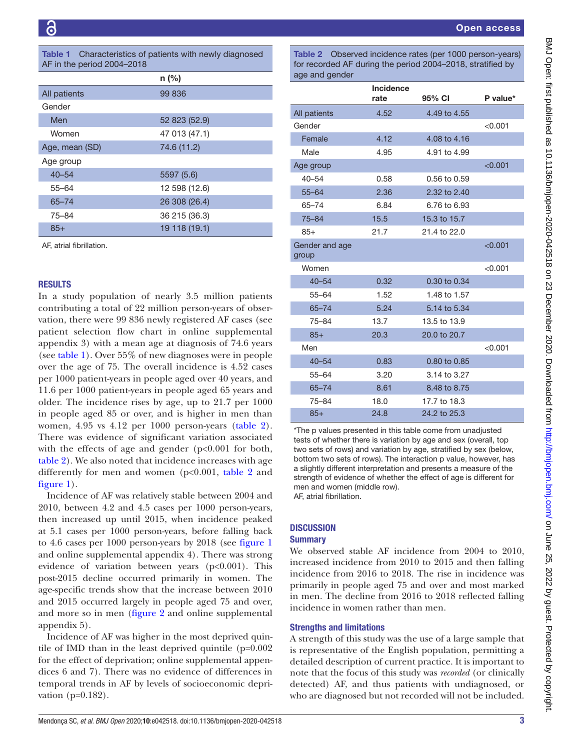**Table 1** Characteristics of patients with newly diagnosed AF in the period 2004–2018

| | n (%) |
|---|---|
| All patients | 99 836 |
| Gender | |
| Men | 52 823 (52.9) |
| Women | 47 013 (47.1) |
| Age, mean (SD) | 74.6 (11.2) |
| Age group | |
| 40–54 | 5597 (5.6) |
| 55–64 | 12 598 (12.6) |
| 65–74 | 26 308 (26.4) |
| 75–84 | 36 215 (36.3) |
| 85+ | 19 118 (19.1) |

AF, atrial fibrillation.

## RESULTS

In a study population of nearly 3.5 million patients contributing a total of 22 million person-years of observation, there were 99 836 newly registered AF cases (see patient selection flow chart in online supplemental appendix 3) with a mean age at diagnosis of 74.6 years (see table 1). Over 55% of new diagnoses were in people over the age of 75. The overall incidence is 4.52 cases per 1000 patient-years in people aged over 40 years, and 11.6 per 1000 patient-years in people aged 65 years and older. The incidence rises by age, up to 21.7 per 1000 in people aged 85 or over, and is higher in men than women, 4.95 vs 4.12 per 1000 person-years (table 2). There was evidence of significant variation associated with the effects of age and gender (p<0.001 for both, table 2). We also noted that incidence increases with age differently for men and women (p<0.001, table 2 and figure 1).

Incidence of AF was relatively stable between 2004 and 2010, between 4.2 and 4.5 cases per 1000 person-years, then increased up until 2015, when incidence peaked at 5.1 cases per 1000 person-years, before falling back to 4.6 cases per 1000 person-years by 2018 (see figure 1 and online supplemental appendix 4). There was strong evidence of variation between years (p<0.001). This post-2015 decline occurred primarily in women. The age-specific trends show that the increase between 2010 and 2015 occurred largely in people aged 75 and over, and more so in men (figure 2 and online supplemental appendix 5).

Incidence of AF was higher in the most deprived quintile of IMD than in the least deprived quintile (p=0.002 for the effect of deprivation; online supplemental appendices 6 and 7). There was no evidence of differences in temporal trends in AF by levels of socioeconomic deprivation (p=0.182).

**Table 2** Observed incidence rates (per 1000 person-years) for recorded AF during the period 2004–2018, stratified by age and gender

| | Incidence rate | 95% CI | P value* |
|---|---|---|---|
| All patients | 4.52 | 4.49 to 4.55 | |
| Gender | | | <0.001 |
| Female | 4.12 | 4.08 to 4.16 | |
| Male | 4.95 | 4.91 to 4.99 | |
| Age group | | | <0.001 |
| 40–54 | 0.58 | 0.56 to 0.59 | |
| 55–64 | 2.36 | 2.32 to 2.40 | |
| 65–74 | 6.84 | 6.76 to 6.93 | |
| 75–84 | 15.5 | 15.3 to 15.7 | |
| 85+ | 21.7 | 21.4 to 22.0 | |
| Gender and age group | | | <0.001 |
| Women | | | <0.001 |
| 40–54 | 0.32 | 0.30 to 0.34 | |
| 55–64 | 1.52 | 1.48 to 1.57 | |
| 65–74 | 5.24 | 5.14 to 5.34 | |
| 75–84 | 13.7 | 13.5 to 13.9 | |
| 85+ | 20.3 | 20.0 to 20.7 | |
| Men | | | <0.001 |
| 40–54 | 0.83 | 0.80 to 0.85 | |
| 55–64 | 3.20 | 3.14 to 3.27 | |
| 65–74 | 8.61 | 8.48 to 8.75 | |
| 75–84 | 18.0 | 17.7 to 18.3 | |
| 85+ | 24.8 | 24.2 to 25.3 | |

*The p values presented in this table come from unadjusted tests of whether there is variation by age and sex (overall, top two sets of rows) and variation by age, stratified by sex (below, bottom two sets of rows). The interaction p value, however, has a slightly different interpretation and presents a measure of the strength of evidence of whether the effect of age is different for men and women (middle row).
AF, atrial fibrillation.

## DISCUSSION

### Summary

We observed stable AF incidence from 2004 to 2010, increased incidence from 2010 to 2015 and then falling incidence from 2016 to 2018. The rise in incidence was primarily in people aged 75 and over and most marked in men. The decline from 2016 to 2018 reflected falling incidence in women rather than men.

### Strengths and limitations

A strength of this study was the use of a large sample that is representative of the English population, permitting a detailed description of current practice. It is important to note that the focus of this study was *recorded* (or clinically detected) AF, and thus patients with undiagnosed, or who are diagnosed but not recorded will not be included.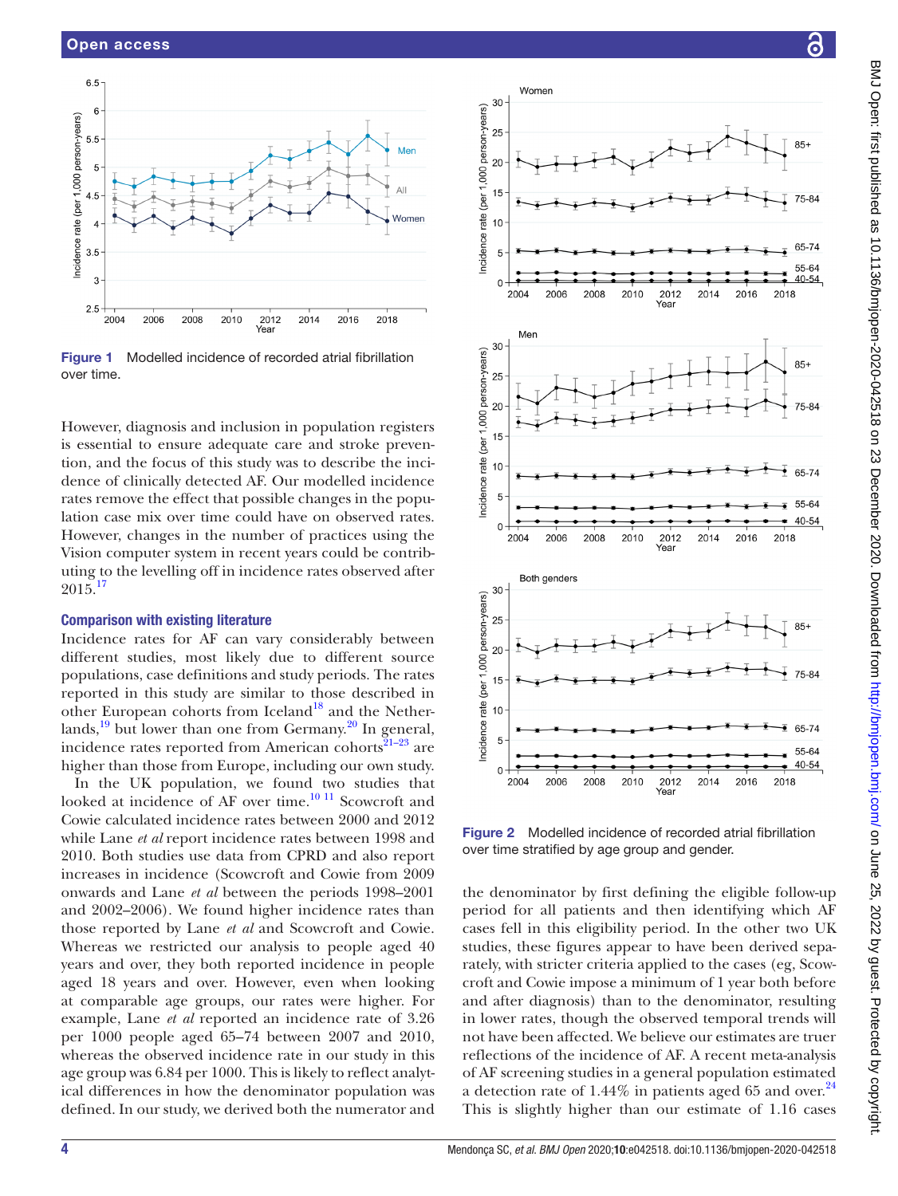Figure 1 Modelled incidence of recorded atrial fibrillation over time.

However, diagnosis and inclusion in population registers is essential to ensure adequate care and stroke prevention, and the focus of this study was to describe the incidence of clinically detected AF. Our modelled incidence rates remove the effect that possible changes in the population case mix over time could have on observed rates. However, changes in the number of practices using the Vision computer system in recent years could be contributing to the levelling off in incidence rates observed after 2015.[17]

### Comparison with existing literature

Incidence rates for AF can vary considerably between different studies, most likely due to different source populations, case definitions and study periods. The rates reported in this study are similar to those described in other European cohorts from Iceland[18] and the Netherlands,[19] but lower than one from Germany.[20] In general, incidence rates reported from American cohorts[21–23] are higher than those from Europe, including our own study.

In the UK population, we found two studies that looked at incidence of AF over time.[10 11] Scowcroft and Cowie calculated incidence rates between 2000 and 2012 while Lane *et al* report incidence rates between 1998 and 2010. Both studies use data from CPRD and also report increases in incidence (Scowcroft and Cowie from 2009 onwards and Lane *et al* between the periods 1998–2001 and 2002–2006). We found higher incidence rates than those reported by Lane *et al* and Scowcroft and Cowie. Whereas we restricted our analysis to people aged 40 years and over, they both reported incidence in people aged 18 years and over. However, even when looking at comparable age groups, our rates were higher. For example, Lane *et al* reported an incidence rate of 3.26 per 1000 people aged 65–74 between 2007 and 2010, whereas the observed incidence rate in our study in this age group was 6.84 per 1000. This is likely to reflect analytical differences in how the denominator population was defined. In our study, we derived both the numerator and the denominator by first defining the eligible follow-up period for all patients and then identifying which AF cases fell in this eligibility period. In the other two UK studies, these figures appear to have been derived separately, with stricter criteria applied to the cases (eg, Scowcroft and Cowie impose a minimum of 1 year both before and after diagnosis) than to the denominator, resulting in lower rates, though the observed temporal trends will not have been affected. We believe our estimates are truer reflections of the incidence of AF. A recent meta-analysis of AF screening studies in a general population estimated a detection rate of 1.44% in patients aged 65 and over.[24] This is slightly higher than our estimate of 1.16 cases

Figure 2 Modelled incidence of recorded atrial fibrillation over time stratified by age group and gender.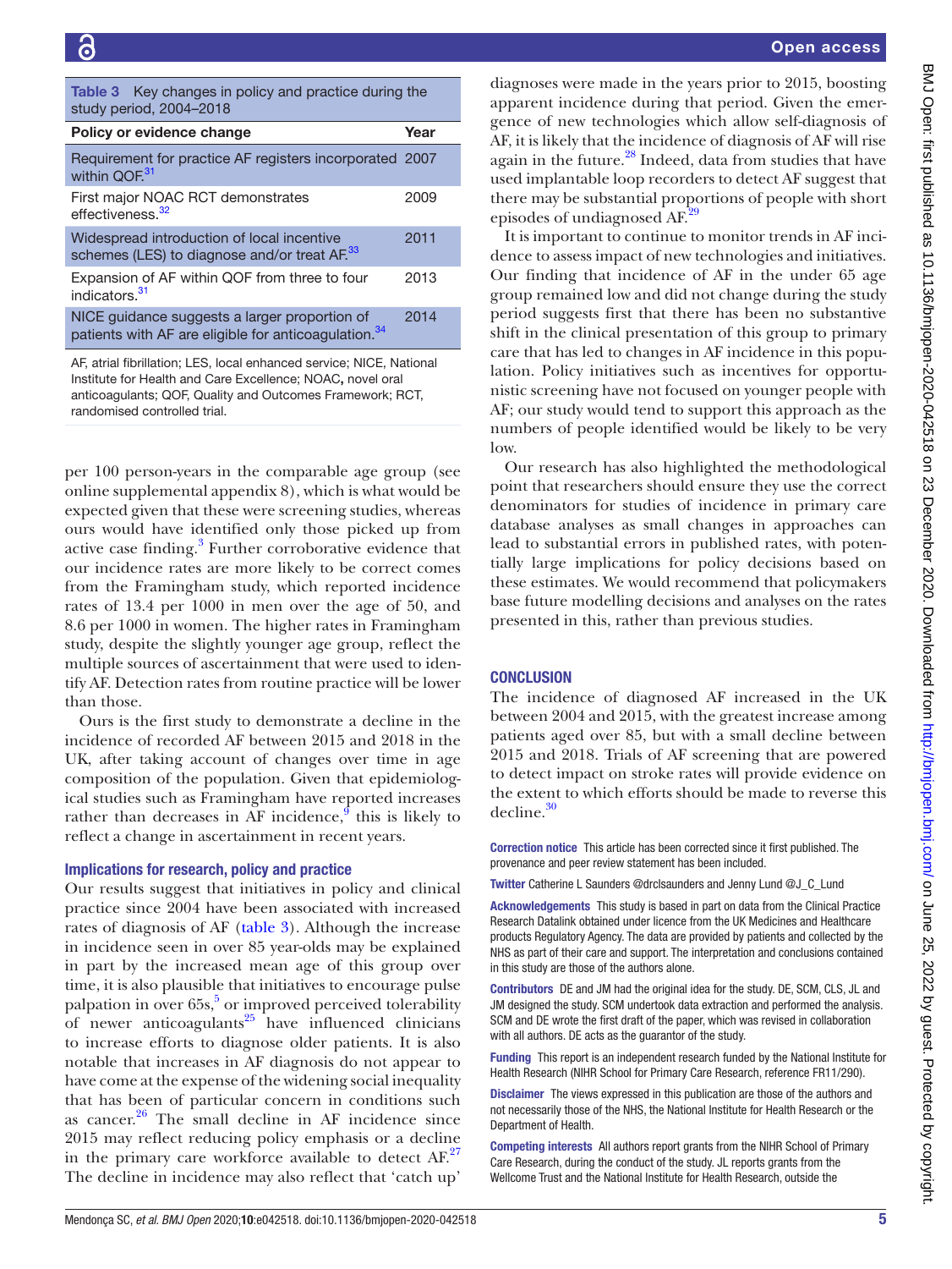**Table 3** Key changes in policy and practice during the study period, 2004–2018

| Policy or evidence change | Year |
|---|---|
| Requirement for practice AF registers incorporated within QOF.[31] | 2007 |
| First major NOAC RCT demonstrates effectiveness.[32] | 2009 |
| Widespread introduction of local incentive schemes (LES) to diagnose and/or treat AF.[33] | 2011 |
| Expansion of AF within QOF from three to four indicators.[31] | 2013 |
| NICE guidance suggests a larger proportion of patients with AF are eligible for anticoagulation.[34] | 2014 |

AF, atrial fibrillation; LES, local enhanced service; NICE, National Institute for Health and Care Excellence; NOAC**,** novel oral anticoagulants; QOF, Quality and Outcomes Framework; RCT, randomised controlled trial.

per 100 person-years in the comparable age group (see online supplemental appendix 8), which is what would be expected given that these were screening studies, whereas ours would have identified only those picked up from active case finding.[3] Further corroborative evidence that our incidence rates are more likely to be correct comes from the Framingham study, which reported incidence rates of 13.4 per 1000 in men over the age of 50, and 8.6 per 1000 in women. The higher rates in Framingham study, despite the slightly younger age group, reflect the multiple sources of ascertainment that were used to identify AF. Detection rates from routine practice will be lower than those.

Ours is the first study to demonstrate a decline in the incidence of recorded AF between 2015 and 2018 in the UK, after taking account of changes over time in age composition of the population. Given that epidemiological studies such as Framingham have reported increases rather than decreases in AF incidence,[9] this is likely to reflect a change in ascertainment in recent years.

### Implications for research, policy and practice

Our results suggest that initiatives in policy and clinical practice since 2004 have been associated with increased rates of diagnosis of AF (table 3). Although the increase in incidence seen in over 85 year-olds may be explained in part by the increased mean age of this group over time, it is also plausible that initiatives to encourage pulse palpation in over 65s,[5] or improved perceived tolerability of newer anticoagulants[25] have influenced clinicians to increase efforts to diagnose older patients. It is also notable that increases in AF diagnosis do not appear to have come at the expense of the widening social inequality that has been of particular concern in conditions such as cancer.[26] The small decline in AF incidence since 2015 may reflect reducing policy emphasis or a decline in the primary care workforce available to detect AF.[27] The decline in incidence may also reflect that 'catch up' diagnoses were made in the years prior to 2015, boosting apparent incidence during that period. Given the emergence of new technologies which allow self-diagnosis of AF, it is likely that the incidence of diagnosis of AF will rise again in the future.[28] Indeed, data from studies that have used implantable loop recorders to detect AF suggest that there may be substantial proportions of people with short episodes of undiagnosed AF.[29]

It is important to continue to monitor trends in AF incidence to assess impact of new technologies and initiatives. Our finding that incidence of AF in the under 65 age group remained low and did not change during the study period suggests first that there has been no substantive shift in the clinical presentation of this group to primary care that has led to changes in AF incidence in this population. Policy initiatives such as incentives for opportunistic screening have not focused on younger people with AF; our study would tend to support this approach as the numbers of people identified would be likely to be very low.

Our research has also highlighted the methodological point that researchers should ensure they use the correct denominators for studies of incidence in primary care database analyses as small changes in approaches can lead to substantial errors in published rates, with potentially large implications for policy decisions based on these estimates. We would recommend that policymakers base future modelling decisions and analyses on the rates presented in this, rather than previous studies.

## CONCLUSION

The incidence of diagnosed AF increased in the UK between 2004 and 2015, with the greatest increase among patients aged over 85, but with a small decline between 2015 and 2018. Trials of AF screening that are powered to detect impact on stroke rates will provide evidence on the extent to which efforts should be made to reverse this decline.[30]

**Correction notice** This article has been corrected since it first published. The provenance and peer review statement has been included.

**Twitter** Catherine L Saunders @drclsaunders and Jenny Lund @J_C_Lund

**Acknowledgements** This study is based in part on data from the Clinical Practice Research Datalink obtained under licence from the UK Medicines and Healthcare products Regulatory Agency. The data are provided by patients and collected by the NHS as part of their care and support. The interpretation and conclusions contained in this study are those of the authors alone.

**Contributors** DE and JM had the original idea for the study. DE, SCM, CLS, JL and JM designed the study. SCM undertook data extraction and performed the analysis. SCM and DE wrote the first draft of the paper, which was revised in collaboration with all authors. DE acts as the guarantor of the study.

**Funding** This report is an independent research funded by the National Institute for Health Research (NIHR School for Primary Care Research, reference FR11/290).

**Disclaimer** The views expressed in this publication are those of the authors and not necessarily those of the NHS, the National Institute for Health Research or the Department of Health.

**Competing interests** All authors report grants from the NIHR School of Primary Care Research, during the conduct of the study. JL reports grants from the Wellcome Trust and the National Institute for Health Research, outside the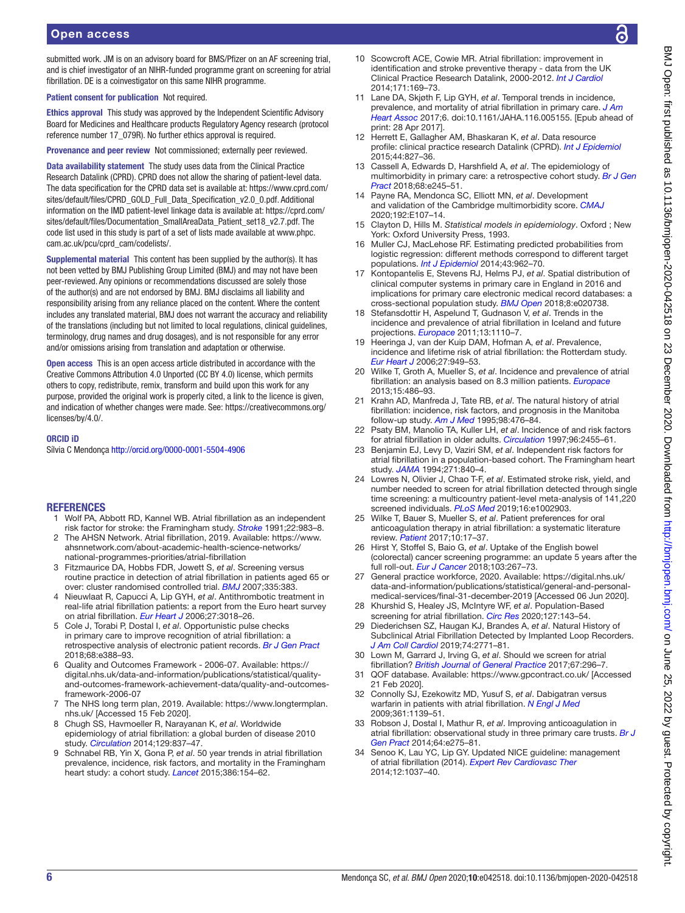submitted work. JM is on an advisory board for BMS/Pfizer on an AF screening trial, and is chief investigator of an NIHR-funded programme grant on screening for atrial fibrillation. DE is a coinvestigator on this same NIHR programme.

**Patient consent for publication** Not required.

**Ethics approval** This study was approved by the Independent Scientific Advisory Board for Medicines and Healthcare products Regulatory Agency research (protocol reference number 17_079R). No further ethics approval is required.

**Provenance and peer review** Not commissioned; externally peer reviewed.

**Data availability statement** The study uses data from the Clinical Practice Research Datalink (CPRD). CPRD does not allow the sharing of patient-level data. The data specification for the CPRD data set is available at: https://www.cprd.com/sites/default/files/CPRD_GOLD_Full_Data_Specification_v2.0_0.pdf. Additional information on the IMD patient-level linkage data is available at: https://cprd.com/sites/default/files/Documentation_SmallAreaData_Patient_set18_v2.7.pdf. The code list used in this study is part of a set of lists made available at www.phpc.cam.ac.uk/pcu/cprd_cam/codelists/.

**Supplemental material** This content has been supplied by the author(s). It has not been vetted by BMJ Publishing Group Limited (BMJ) and may not have been peer-reviewed. Any opinions or recommendations discussed are solely those of the author(s) and are not endorsed by BMJ. BMJ disclaims all liability and responsibility arising from any reliance placed on the content. Where the content includes any translated material, BMJ does not warrant the accuracy and reliability of the translations (including but not limited to local regulations, clinical guidelines, terminology, drug names and drug dosages), and is not responsible for any error and/or omissions arising from translation and adaptation or otherwise.

**Open access** This is an open access article distributed in accordance with the Creative Commons Attribution 4.0 Unported (CC BY 4.0) license, which permits others to copy, redistribute, remix, transform and build upon this work for any purpose, provided the original work is properly cited, a link to the licence is given, and indication of whether changes were made. See: https://creativecommons.org/licenses/by/4.0/.

**ORCID iD**

Sílvia C Mendonça http://orcid.org/0000-0001-5504-4906

## REFERENCES

1. Wolf PA, Abbott RD, Kannel WB. Atrial fibrillation as an independent risk factor for stroke: the Framingham study. *Stroke* 1991;22:983–8.
2. The AHSN Network. Atrial fibrillation, 2019. Available: https://www.ahsnnetwork.com/about-academic-health-science-networks/national-programmes-priorities/atrial-fibrillation
3. Fitzmaurice DA, Hobbs FDR, Jowett S, *et al*. Screening versus routine practice in detection of atrial fibrillation in patients aged 65 or over: cluster randomised controlled trial. *BMJ* 2007;335:383.
4. Nieuwlaat R, Capucci A, Lip GYH, *et al*. Antithrombotic treatment in real-life atrial fibrillation patients: a report from the Euro heart survey on atrial fibrillation. *Eur Heart J* 2006;27:3018–26.
5. Cole J, Torabi P, Dostal I, *et al*. Opportunistic pulse checks in primary care to improve recognition of atrial fibrillation: a retrospective analysis of electronic patient records. *Br J Gen Pract* 2018;68:e388–93.
6. Quality and Outcomes Framework - 2006-07. Available: https://digital.nhs.uk/data-and-information/publications/statistical/quality-and-outcomes-framework-achievement-data/quality-and-outcomes-framework-2006-07
7. The NHS long term plan, 2019. Available: https://www.longtermplan.nhs.uk/ [Accessed 15 Feb 2020].
8. Chugh SS, Havmoeller R, Narayanan K, *et al*. Worldwide epidemiology of atrial fibrillation: a global burden of disease 2010 study. *Circulation* 2014;129:837–47.
9. Schnabel RB, Yin X, Gona P, *et al*. 50 year trends in atrial fibrillation prevalence, incidence, risk factors, and mortality in the Framingham heart study: a cohort study. *Lancet* 2015;386:154–62.
10. Scowcroft ACE, Cowie MR. Atrial fibrillation: improvement in identification and stroke preventive therapy - data from the UK Clinical Practice Research Datalink, 2000-2012. *Int J Cardiol* 2014;171:169–73.
11. Lane DA, Skjøth F, Lip GYH, *et al*. Temporal trends in incidence, prevalence, and mortality of atrial fibrillation in primary care. *J Am Heart Assoc* 2017;6. doi:10.1161/JAHA.116.005155. [Epub ahead of print: 28 Apr 2017].
12. Herrett E, Gallagher AM, Bhaskaran K, *et al*. Data resource profile: clinical practice research Datalink (CPRD). *Int J Epidemiol* 2015;44:827–36.
13. Cassell A, Edwards D, Harshfield A, *et al*. The epidemiology of multimorbidity in primary care: a retrospective cohort study. *Br J Gen Pract* 2018;68:e245–51.
14. Payne RA, Mendonca SC, Elliott MN, *et al*. Development and validation of the Cambridge multimorbidity score. *CMAJ* 2020;192:E107–14.
15. Clayton D, Hills M. *Statistical models in epidemiology*. Oxford ; New York: Oxford University Press, 1993.
16. Muller CJ, MacLehose RF. Estimating predicted probabilities from logistic regression: different methods correspond to different target populations. *Int J Epidemiol* 2014;43:962–70.
17. Kontopantelis E, Stevens RJ, Helms PJ, *et al*. Spatial distribution of clinical computer systems in primary care in England in 2016 and implications for primary care electronic medical record databases: a cross-sectional population study. *BMJ Open* 2018;8:e020738.
18. Stefansdottir H, Aspelund T, Gudnason V, *et al*. Trends in the incidence and prevalence of atrial fibrillation in Iceland and future projections. *Europace* 2011;13:1110–7.
19. Heeringa J, van der Kuip DAM, Hofman A, *et al*. Prevalence, incidence and lifetime risk of atrial fibrillation: the Rotterdam study. *Eur Heart J* 2006;27:949–53.
20. Wilke T, Groth A, Mueller S, *et al*. Incidence and prevalence of atrial fibrillation: an analysis based on 8.3 million patients. *Europace* 2013;15:486–93.
21. Krahn AD, Manfreda J, Tate RB, *et al*. The natural history of atrial fibrillation: incidence, risk factors, and prognosis in the Manitoba follow-up study. *Am J Med* 1995;98:476–84.
22. Psaty BM, Manolio TA, Kuller LH, *et al*. Incidence of and risk factors for atrial fibrillation in older adults. *Circulation* 1997;96:2455–61.
23. Benjamin EJ, Levy D, Vaziri SM, *et al*. Independent risk factors for atrial fibrillation in a population-based cohort. The Framingham heart study. *JAMA* 1994;271:840–4.
24. Lowres N, Olivier J, Chao T-F, *et al*. Estimated stroke risk, yield, and number needed to screen for atrial fibrillation detected through single time screening: a multicountry patient-level meta-analysis of 141,220 screened individuals. *PLoS Med* 2019;16:e1002903.
25. Wilke T, Bauer S, Mueller S, *et al*. Patient preferences for oral anticoagulation therapy in atrial fibrillation: a systematic literature review. *Patient* 2017;10:17–37.
26. Hirst Y, Stoffel S, Baio G, *et al*. Uptake of the English bowel (colorectal) cancer screening programme: an update 5 years after the full roll-out. *Eur J Cancer* 2018;103:267–73.
27. General practice workforce, 2020. Available: https://digital.nhs.uk/data-and-information/publications/statistical/general-and-personal-medical-services/final-31-december-2019 [Accessed 06 Jun 2020].
28. Khurshid S, Healey JS, McIntyre WF, *et al*. Population-Based screening for atrial fibrillation. *Circ Res* 2020;127:143–54.
29. Diederichsen SZ, Haugan KJ, Brandes A, *et al*. Natural History of Subclinical Atrial Fibrillation Detected by Implanted Loop Recorders. *J Am Coll Cardiol* 2019;74:2771–81.
30. Lown M, Garrard J, Irving G, *et al*. Should we screen for atrial fibrillation? *British Journal of General Practice* 2017;67:296–7.
31. QOF database. Available: https://www.gpcontract.co.uk/ [Accessed 21 Feb 2020].
32. Connolly SJ, Ezekowitz MD, Yusuf S, *et al*. Dabigatran versus warfarin in patients with atrial fibrillation. *N Engl J Med* 2009;361:1139–51.
33. Robson J, Dostal I, Mathur R, *et al*. Improving anticoagulation in atrial fibrillation: observational study in three primary care trusts. *Br J Gen Pract* 2014;64:e275–81.
34. Senoo K, Lau YC, Lip GY. Updated NICE guideline: management of atrial fibrillation (2014). *Expert Rev Cardiovasc Ther* 2014;12:1037–40.